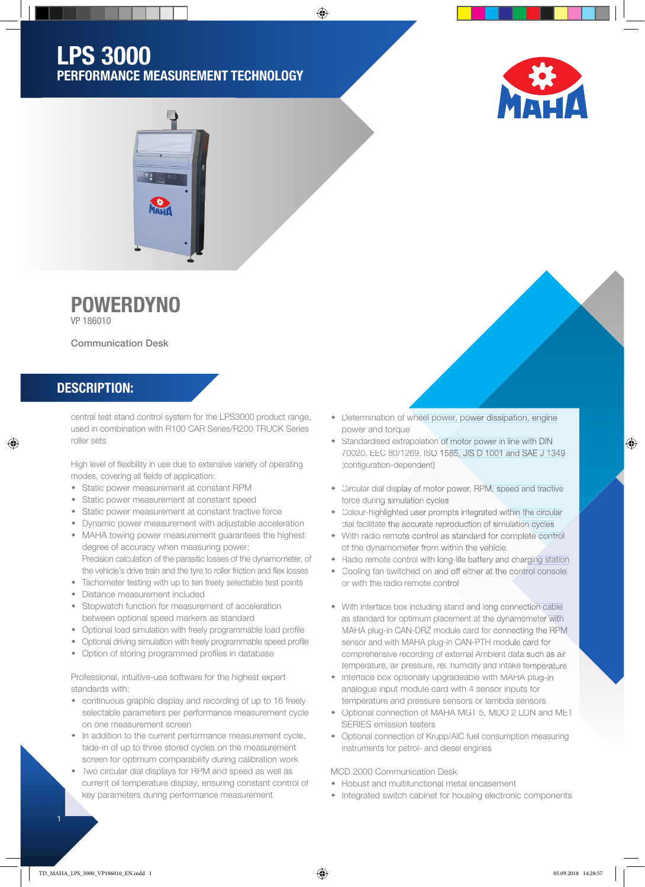# LPS 3000

## PERFORMANCE MEASUREMENT TECHNOLOGY

## POWERDYNO

VP 186010

Communication Desk

## DESCRIPTION:

central test stand control system for the LPS3000 product range, used in combination with R100 CAR Series/R200 TRUCK Series roller sets

High level of flexibility in use due to extensive variety of operating modes, covering all fields of application:

- Static power measurement at constant RPM
- Static power measurement at constant speed
- Static power measurement at constant tractive force
- Dynamic power measurement with adjustable acceleration
- MAHA towing power measurement guarantees the highest degree of accuracy when measuring power:
  Precision calculation of the parasitic losses of the dynamometer, of the vehicle's drive train and the tyre to roller friction and flex losses
- Tachometer testing with up to ten freely selectable test points
- Distance measurement included
- Stopwatch function for measurement of acceleration between optional speed markers as standard
- Optional load simulation with freely programmable load profile
- Optional driving simulation with freely programmable speed profile
- Option of storing programmed profiles in database

Professional, intuitive-use software for the highest expert standards with:

- continuous graphic display and recording of up to 16 freely selectable parameters per performance measurement cycle on one measurement screen
- In addition to the current performance measurement cycle, fade-in of up to three stored cycles on the measurement screen for optimum comparability during calibration work
- Two circular dial displays for RPM and speed as well as current oil temperature display, ensuring constant control of key parameters during performance measurement
- Determination of wheel power, power dissipation, engine power and torque
- Standardised extrapolation of motor power in line with DIN 70020, EEC 80/1269, ISO 1585, JIS D 1001 and SAE J 1349 (configuration-dependent)

- Circular dial display of motor power, RPM, speed and tractive force during simulation cycles
- Colour-highlighted user prompts integrated within the circular dial facilitate the accurate reproduction of simulation cycles
- With radio remote control as standard for complete control of the dynamometer from within the vehicle.
- Radio remote control with long-life battery and charging station
- Cooling fan switched on and off either at the control console or with the radio remote control

- With interface box including stand and long connection cable as standard for optimum placement at the dynamometer with MAHA plug-in CAN-DRZ module card for connecting the RPM sensor and with MAHA plug-in CAN-PTH module card for comprehensive recording of external Ambient data such as air temperature, air pressure, rel. humidity and intake temperature
- Interface box optionally upgradeable with MAHA plug-in analogue input module card with 4 sensor inputs for temperature and pressure sensors or lambda sensors
- Optional connection of MAHA MGT 5, MDO 2 LON and MET SERIES emission testers
- Optional connection of Krupp/AIC fuel consumption measuring instruments for petrol- and diesel engines

MCD 2000 Communication Desk

- Robust and multifunctional metal encasement
- Integrated switch cabinet for housing electronic components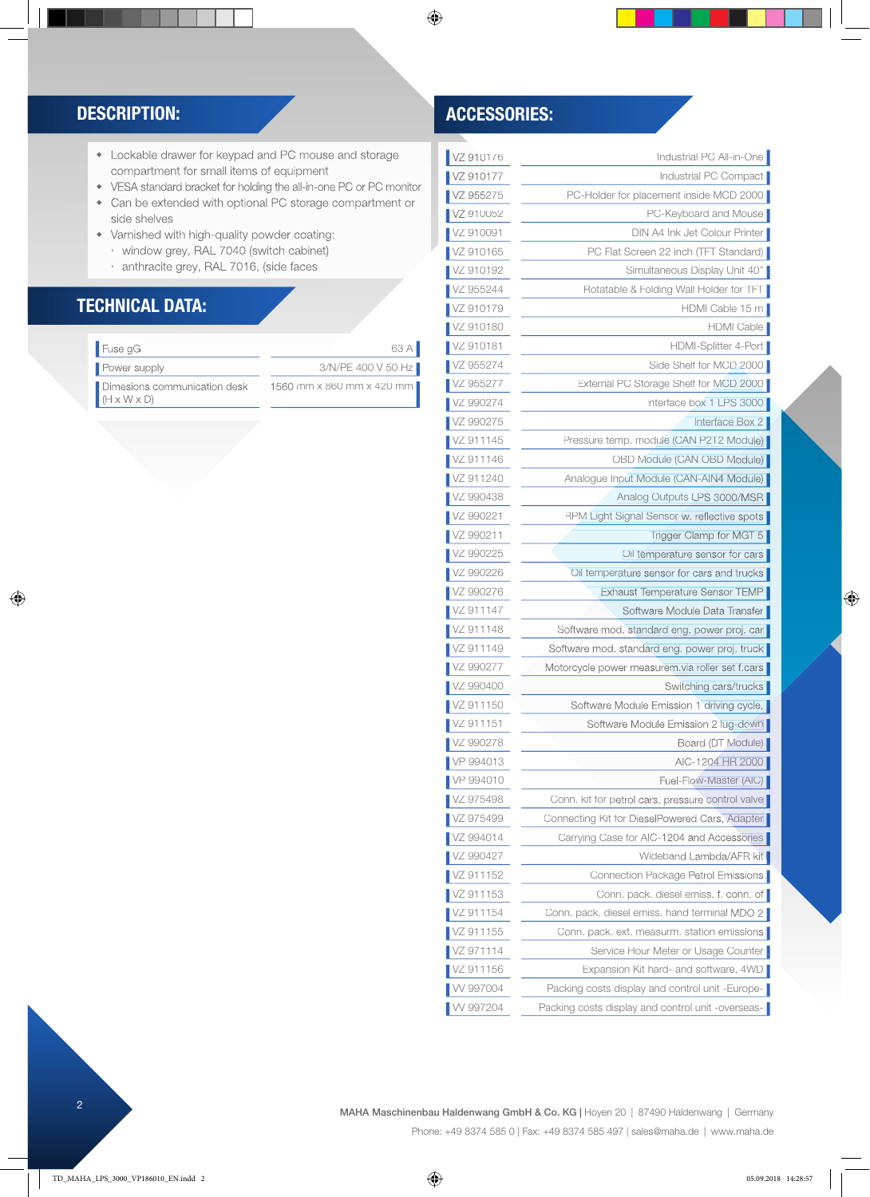## DESCRIPTION:

- Lockable drawer for keypad and PC mouse and storage compartment for small items of equipment
- VESA standard bracket for holding the all-in-one PC or PC monitor
- Can be extended with optional PC storage compartment or side shelves
- Varnished with high-quality powder coating:
  - window grey, RAL 7040 (switch cabinet)
  - anthracite grey, RAL 7016, (side faces

## TECHNICAL DATA:

| | |
|---|---|
| Fuse gG | 63 A |
| Power supply | 3/N/PE 400 V 50 Hz |
| Dimesions communication desk (H x W x D) | 1560 mm x 860 mm x 420 mm |

## ACCESSORIES:

| | |
|---|---|
| VZ 910176 | Industrial PC All-in-One |
| VZ 910177 | Industrial PC Compact |
| VZ 955275 | PC-Holder for placement inside MCD 2000 |
| VZ 910052 | PC-Keyboard and Mouse |
| VZ 910091 | DIN A4 Ink Jet Colour Printer |
| VZ 910165 | PC Flat Screen 22 inch (TFT Standard) |
| VZ 910192 | Simultaneous Display Unit 40" |
| VZ 955244 | Rotatable & Folding Wall Holder for TFT |
| VZ 910179 | HDMI Cable 15 m |
| VZ 910180 | HDMI Cable |
| VZ 910181 | HDMI-Splitter 4-Port |
| VZ 955274 | Side Shelf for MCD 2000 |
| VZ 955277 | External PC Storage Shelf for MCD 2000 |
| VZ 990274 | Interface box 1 LPS 3000 |
| VZ 990275 | Interface Box 2 |
| VZ 911145 | Pressure temp. module (CAN P212 Module) |
| VZ 911146 | OBD Module (CAN OBD Module) |
| VZ 911240 | Analogue Input Module (CAN-AIN4 Module) |
| VZ 990438 | Analog Outputs LPS 3000/MSR |
| VZ 990221 | RPM Light Signal Sensor w. reflective spots |
| VZ 990211 | Trigger Clamp for MGT 5 |
| VZ 990225 | Oil temperature sensor for cars |
| VZ 990226 | Oil temperature sensor for cars and trucks |
| VZ 990276 | Exhaust Temperature Sensor TEMP |
| VZ 911147 | Software Module Data Transfer |
| VZ 911148 | Software mod. standard eng. power proj. car |
| VZ 911149 | Software mod. standard eng. power proj. truck |
| VZ 990277 | Motorcycle power measurem.via roller set f.cars |
| VZ 990400 | Switching cars/trucks |
| VZ 911150 | Software Module Emission 1 driving cycle, |
| VZ 911151 | Software Module Emission 2 lug-down |
| VZ 990278 | Board (DT Module) |
| VP 994013 | AIC-1204 HR 2000 |
| VP 994010 | Fuel-Flow-Master (AIC) |
| VZ 975498 | Conn. kit for petrol cars, pressure control valve |
| VZ 975499 | Connecting Kit for DieselPowered Cars, Adapter |
| VZ 994014 | Carrying Case for AIC-1204 and Accessories |
| VZ 990427 | Wideband Lambda/AFR kit |
| VZ 911152 | Connection Package Petrol Emissions |
| VZ 911153 | Conn. pack. diesel emiss. f. conn. of |
| VZ 911154 | Conn. pack. diesel emiss. hand terminal MDO 2 |
| VZ 911155 | Conn. pack. ext. measurm. station emissions |
| VZ 971114 | Service Hour Meter or Usage Counter |
| VZ 911156 | Expansion Kit hard- and software, 4WD |
| VV 997004 | Packing costs display and control unit -Europe- |
| VV 997204 | Packing costs display and control unit -overseas- |

**MAHA Maschinenbau Haldenwang GmbH & Co. KG** | Hoyen 20 | 87490 Haldenwang | Germany
Phone: +49 8374 585 0 | Fax: +49 8374 585 497 | sales@maha.de | www.maha.de